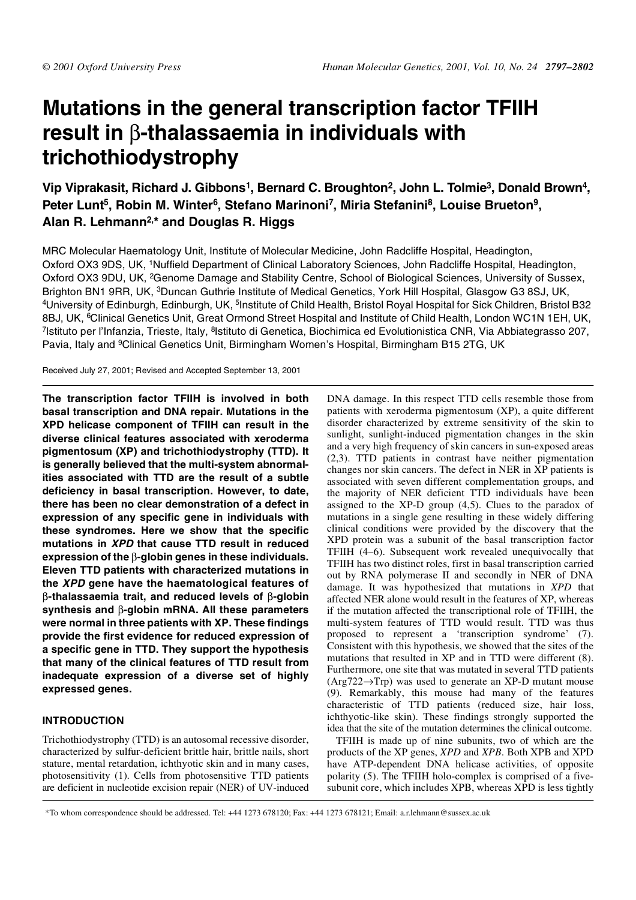# Mutations in the general transcription factor TFIIH result in β-thalassaemia in individuals with trichothiodystrophy

**Vip Viprakasit, Richard J. Gibbons[1], Bernard C. Broughton[2], John L. Tolmie[3], Donald Brown[4], Peter Lunt[5], Robin M. Winter[6], Stefano Marinoni[7], Miria Stefanini[8], Louise Brueton[9], Alan R. Lehmann[2,*] and Douglas R. Higgs**

MRC Molecular Haematology Unit, Institute of Molecular Medicine, John Radcliffe Hospital, Headington, Oxford OX3 9DS, UK, [1]Nuffield Department of Clinical Laboratory Sciences, John Radcliffe Hospital, Headington, Oxford OX3 9DU, UK, [2]Genome Damage and Stability Centre, School of Biological Sciences, University of Sussex, Brighton BN1 9RR, UK, [3]Duncan Guthrie Institute of Medical Genetics, York Hill Hospital, Glasgow G3 8SJ, UK, [4]University of Edinburgh, Edinburgh, UK, [5]Institute of Child Health, Bristol Royal Hospital for Sick Children, Bristol B32 8BJ, UK, [6]Clinical Genetics Unit, Great Ormond Street Hospital and Institute of Child Health, London WC1N 1EH, UK, [7]Istituto per l'Infanzia, Trieste, Italy, [8]Istituto di Genetica, Biochimica ed Evolutionistica CNR, Via Abbiategrasso 207, Pavia, Italy and [9]Clinical Genetics Unit, Birmingham Women's Hospital, Birmingham B15 2TG, UK

Received July 27, 2001; Revised and Accepted September 13, 2001

**The transcription factor TFIIH is involved in both basal transcription and DNA repair. Mutations in the XPD helicase component of TFIIH can result in the diverse clinical features associated with xeroderma pigmentosum (XP) and trichothiodystrophy (TTD). It is generally believed that the multi-system abnormalities associated with TTD are the result of a subtle deficiency in basal transcription. However, to date, there has been no clear demonstration of a defect in expression of any specific gene in individuals with these syndromes. Here we show that the specific mutations in *XPD* that cause TTD result in reduced expression of the β-globin genes in these individuals. Eleven TTD patients with characterized mutations in the *XPD* gene have the haematological features of β-thalassaemia trait, and reduced levels of β-globin synthesis and β-globin mRNA. All these parameters were normal in three patients with XP. These findings provide the first evidence for reduced expression of a specific gene in TTD. They support the hypothesis that many of the clinical features of TTD result from inadequate expression of a diverse set of highly expressed genes.**

## INTRODUCTION

Trichothiodystrophy (TTD) is an autosomal recessive disorder, characterized by sulfur-deficient brittle hair, brittle nails, short stature, mental retardation, ichthyotic skin and in many cases, photosensitivity (1). Cells from photosensitive TTD patients are deficient in nucleotide excision repair (NER) of UV-induced DNA damage. In this respect TTD cells resemble those from patients with xeroderma pigmentosum (XP), a quite different disorder characterized by extreme sensitivity of the skin to sunlight, sunlight-induced pigmentation changes in the skin and a very high frequency of skin cancers in sun-exposed areas (2,3). TTD patients in contrast have neither pigmentation changes nor skin cancers. The defect in NER in XP patients is associated with seven different complementation groups, and the majority of NER deficient TTD individuals have been assigned to the XP-D group (4,5). Clues to the paradox of mutations in a single gene resulting in these widely differing clinical conditions were provided by the discovery that the XPD protein was a subunit of the basal transcription factor TFIIH (4–6). Subsequent work revealed unequivocally that TFIIH has two distinct roles, first in basal transcription carried out by RNA polymerase II and secondly in NER of DNA damage. It was hypothesized that mutations in *XPD* that affected NER alone would result in the features of XP, whereas if the mutation affected the transcriptional role of TFIIH, the multi-system features of TTD would result. TTD was thus proposed to represent a 'transcription syndrome' (7). Consistent with this hypothesis, we showed that the sites of the mutations that resulted in XP and in TTD were different (8). Furthermore, one site that was mutated in several TTD patients (Arg722→Trp) was used to generate an XP-D mutant mouse (9). Remarkably, this mouse had many of the features characteristic of TTD patients (reduced size, hair loss, ichthyotic-like skin). These findings strongly supported the idea that the site of the mutation determines the clinical outcome.

TFIIH is made up of nine subunits, two of which are the products of the XP genes, *XPD* and *XPB*. Both XPB and XPD have ATP-dependent DNA helicase activities, of opposite polarity (5). The TFIIH holo-complex is comprised of a five-subunit core, which includes XPB, whereas XPD is less tightly

*To whom correspondence should be addressed. Tel: +44 1273 678120; Fax: +44 1273 678121; Email: a.r.lehmann@sussex.ac.uk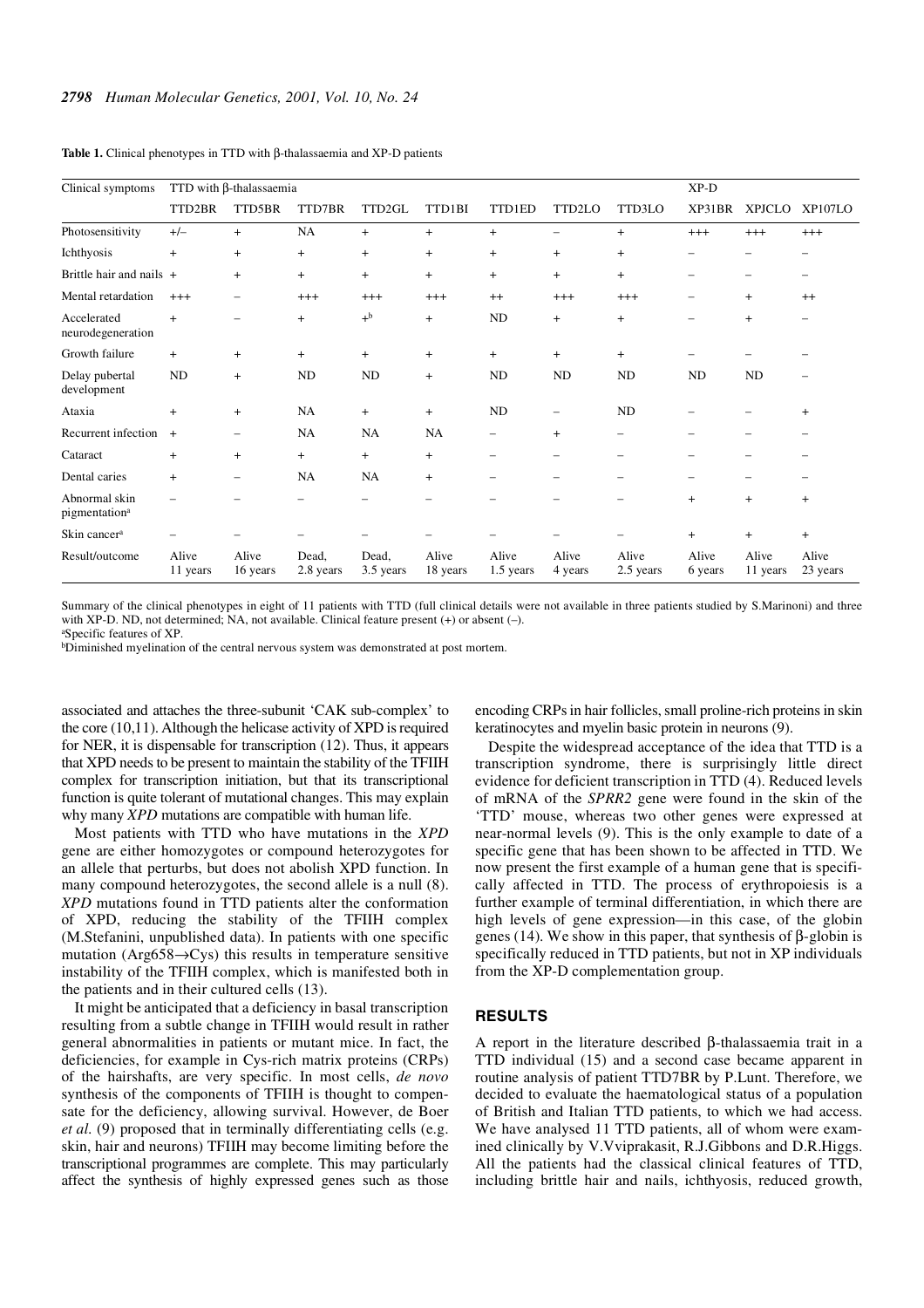**Table 1.** Clinical phenotypes in TTD with β-thalassaemia and XP-D patients

| Clinical symptoms | TTD with β-thalassaemia | | | | | | | | XP-D | | |
|---|---|---|---|---|---|---|---|---|---|---|---|
| | TTD2BR | TTD5BR | TTD7BR | TTD2GL | TTD1BI | TTD1ED | TTD2LO | TTD3LO | XP31BR | XPJCLO | XP107LO |
| Photosensitivity | +/– | + | NA | + | + | + | – | + | +++ | +++ | +++ |
| Ichthyosis | + | + | + | + | + | + | + | + | – | – | – |
| Brittle hair and nails | + | + | + | + | + | + | + | + | – | – | – |
| Mental retardation | +++ | – | +++ | +++ | +++ | ++ | +++ | +++ | – | + | ++ |
| Accelerated neurodegeneration | + | – | + | +[b] | + | ND | + | + | – | + | – |
| Growth failure | + | + | + | + | + | + | + | + | – | – | – |
| Delay pubertal development | ND | + | ND | ND | + | ND | ND | ND | ND | ND | – |
| Ataxia | + | + | NA | + | + | ND | – | ND | – | – | + |
| Recurrent infection | + | – | NA | NA | NA | – | + | – | – | – | – |
| Cataract | + | + | + | + | + | – | – | – | – | – | – |
| Dental caries | + | – | NA | NA | + | – | – | – | – | – | – |
| Abnormal skin pigmentation[a] | – | – | – | – | – | – | – | – | + | + | + |
| Skin cancer[a] | – | – | – | – | – | – | – | – | + | + | + |
| Result/outcome | Alive 11 years | Alive 16 years | Dead, 2.8 years | Dead, 3.5 years | Alive 18 years | Alive 1.5 years | Alive 4 years | Alive 2.5 years | Alive 6 years | Alive 11 years | Alive 23 years |

Summary of the clinical phenotypes in eight of 11 patients with TTD (full clinical details were not available in three patients studied by S.Marinoni) and three with XP-D. ND, not determined; NA, not available. Clinical feature present (+) or absent (–).
[a]Specific features of XP.
[b]Diminished myelination of the central nervous system was demonstrated at post mortem.

associated and attaches the three-subunit 'CAK sub-complex' to the core (10,11). Although the helicase activity of XPD is required for NER, it is dispensable for transcription (12). Thus, it appears that XPD needs to be present to maintain the stability of the TFIIH complex for transcription initiation, but that its transcriptional function is quite tolerant of mutational changes. This may explain why many *XPD* mutations are compatible with human life.

Most patients with TTD who have mutations in the *XPD* gene are either homozygotes or compound heterozygotes for an allele that perturbs, but does not abolish XPD function. In many compound heterozygotes, the second allele is a null (8). *XPD* mutations found in TTD patients alter the conformation of XPD, reducing the stability of the TFIIH complex (M.Stefanini, unpublished data). In patients with one specific mutation (Arg658→Cys) this results in temperature sensitive instability of the TFIIH complex, which is manifested both in the patients and in their cultured cells (13).

It might be anticipated that a deficiency in basal transcription resulting from a subtle change in TFIIH would result in rather general abnormalities in patients or mutant mice. In fact, the deficiencies, for example in Cys-rich matrix proteins (CRPs) of the hairshafts, are very specific. In most cells, *de novo* synthesis of the components of TFIIH is thought to compensate for the deficiency, allowing survival. However, de Boer *et al.* (9) proposed that in terminally differentiating cells (e.g. skin, hair and neurons) TFIIH may become limiting before the transcriptional programmes are complete. This may particularly affect the synthesis of highly expressed genes such as those encoding CRPs in hair follicles, small proline-rich proteins in skin keratinocytes and myelin basic protein in neurons (9).

Despite the widespread acceptance of the idea that TTD is a transcription syndrome, there is surprisingly little direct evidence for deficient transcription in TTD (4). Reduced levels of mRNA of the *SPRR2* gene were found in the skin of the 'TTD' mouse, whereas two other genes were expressed at near-normal levels (9). This is the only example to date of a specific gene that has been shown to be affected in TTD. We now present the first example of a human gene that is specifically affected in TTD. The process of erythropoiesis is a further example of terminal differentiation, in which there are high levels of gene expression—in this case, of the globin genes (14). We show in this paper, that synthesis of β-globin is specifically reduced in TTD patients, but not in XP individuals from the XP-D complementation group.

## RESULTS

A report in the literature described β-thalassaemia trait in a TTD individual (15) and a second case became apparent in routine analysis of patient TTD7BR by P.Lunt. Therefore, we decided to evaluate the haematological status of a population of British and Italian TTD patients, to which we had access. We have analysed 11 TTD patients, all of whom were examined clinically by V.Vviprakasit, R.J.Gibbons and D.R.Higgs. All the patients had the classical clinical features of TTD, including brittle hair and nails, ichthyosis, reduced growth,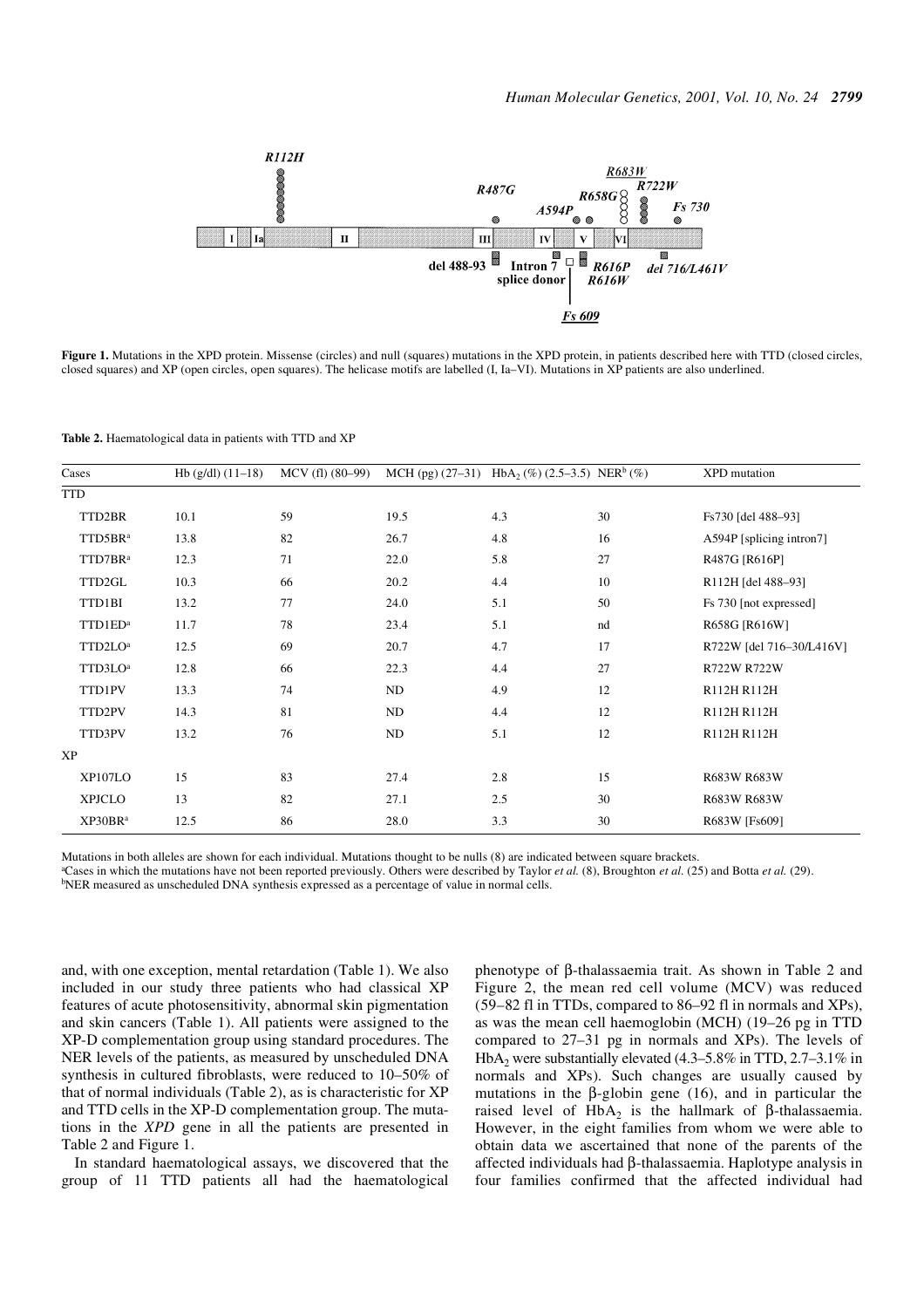**Figure 1.** Mutations in the XPD protein. Missense (circles) and null (squares) mutations in the XPD protein, in patients described here with TTD (closed circles, closed squares) and XP (open circles, open squares). The helicase motifs are labelled (I, Ia–VI). Mutations in XP patients are also underlined.

**Table 2.** Haematological data in patients with TTD and XP

| Cases | Hb (g/dl) (11–18) | MCV (fl) (80–99) | MCH (pg) (27–31) | $HbA_2$ (%) (2.5–3.5) | NER[b] (%) | XPD mutation |
|---|---|---|---|---|---|---|
| TTD | | | | | | |
| TTD2BR | 10.1 | 59 | 19.5 | 4.3 | 30 | Fs730 [del 488–93] |
| TTD5BR[a] | 13.8 | 82 | 26.7 | 4.8 | 16 | A594P [splicing intron7] |
| TTD7BR[a] | 12.3 | 71 | 22.0 | 5.8 | 27 | R487G [R616P] |
| TTD2GL | 10.3 | 66 | 20.2 | 4.4 | 10 | R112H [del 488–93] |
| TTD1BI | 13.2 | 77 | 24.0 | 5.1 | 50 | Fs 730 [not expressed] |
| TTD1ED[a] | 11.7 | 78 | 23.4 | 5.1 | nd | R658G [R616W] |
| TTD2LO[a] | 12.5 | 69 | 20.7 | 4.7 | 17 | R722W [del 716–30/L416V] |
| TTD3LO[a] | 12.8 | 66 | 22.3 | 4.4 | 27 | R722W R722W |
| TTD1PV | 13.3 | 74 | ND | 4.9 | 12 | R112H R112H |
| TTD2PV | 14.3 | 81 | ND | 4.4 | 12 | R112H R112H |
| TTD3PV | 13.2 | 76 | ND | 5.1 | 12 | R112H R112H |
| XP | | | | | | |
| XP107LO | 15 | 83 | 27.4 | 2.8 | 15 | R683W R683W |
| XPJCLO | 13 | 82 | 27.1 | 2.5 | 30 | R683W R683W |
| XP30BR[a] | 12.5 | 86 | 28.0 | 3.3 | 30 | R683W [Fs609] |

Mutations in both alleles are shown for each individual. Mutations thought to be nulls (8) are indicated between square brackets.
[a]Cases in which the mutations have not been reported previously. Others were described by Taylor *et al.* (8), Broughton *et al.* (25) and Botta *et al.* (29).
[b]NER measured as unscheduled DNA synthesis expressed as a percentage of value in normal cells.

and, with one exception, mental retardation (Table 1). We also included in our study three patients who had classical XP features of acute photosensitivity, abnormal skin pigmentation and skin cancers (Table 1). All patients were assigned to the XP-D complementation group using standard procedures. The NER levels of the patients, as measured by unscheduled DNA synthesis in cultured fibroblasts, were reduced to 10–50% of that of normal individuals (Table 2), as is characteristic for XP and TTD cells in the XP-D complementation group. The mutations in the *XPD* gene in all the patients are presented in Table 2 and Figure 1.

In standard haematological assays, we discovered that the group of 11 TTD patients all had the haematological phenotype of β-thalassaemia trait. As shown in Table 2 and Figure 2, the mean red cell volume (MCV) was reduced (59–82 fl in TTDs, compared to 86–92 fl in normals and XPs), as was the mean cell haemoglobin (MCH) (19–26 pg in TTD compared to 27–31 pg in normals and XPs). The levels of $HbA_2$ were substantially elevated (4.3–5.8% in TTD, 2.7–3.1% in normals and XPs). Such changes are usually caused by mutations in the β-globin gene (16), and in particular the raised level of $HbA_2$ is the hallmark of β-thalassaemia. However, in the eight families from whom we were able to obtain data we ascertained that none of the parents of the affected individuals had β-thalassaemia. Haplotype analysis in four families confirmed that the affected individual had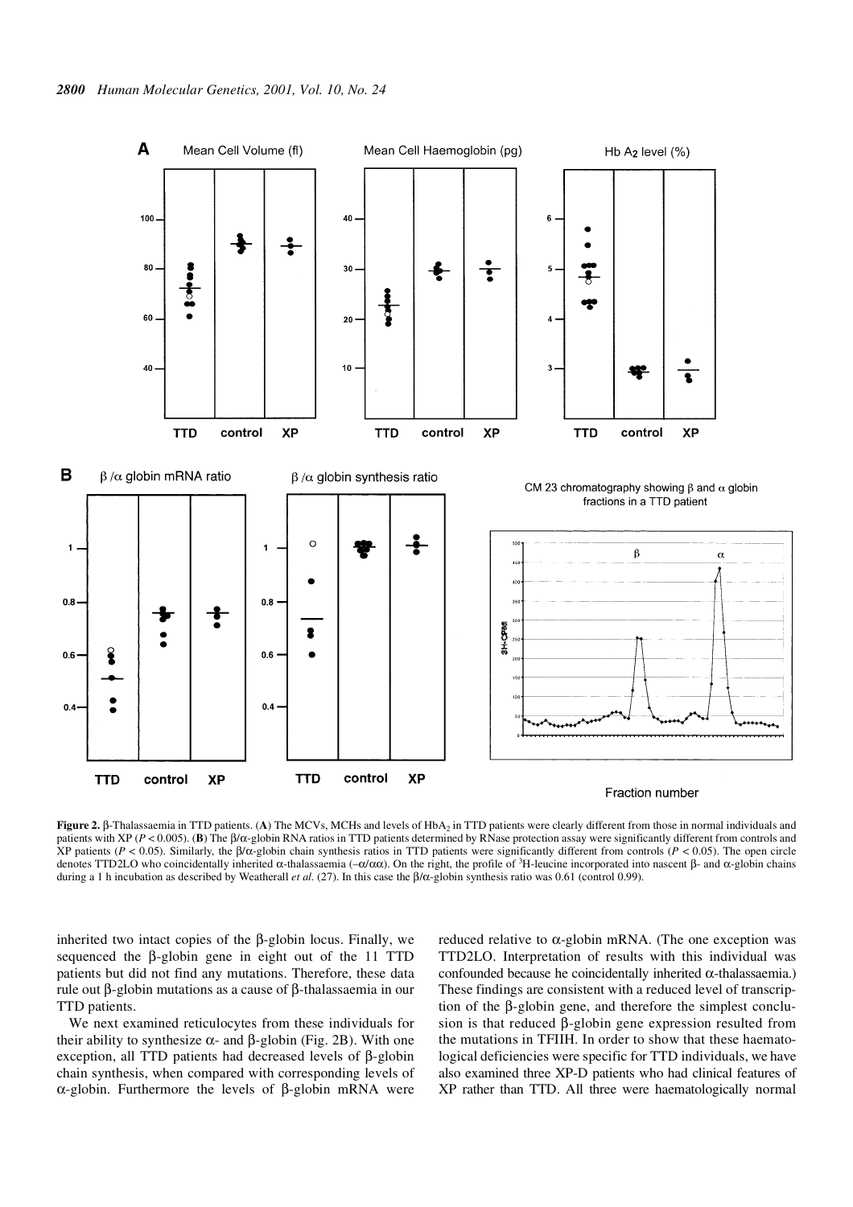**Figure 2.** β-Thalassaemia in TTD patients. (**A**) The MCVs, MCHs and levels of $HbA_2$ in TTD patients were clearly different from those in normal individuals and patients with XP ($P < 0.005$). (**B**) The β/α-globin RNA ratios in TTD patients determined by RNase protection assay were significantly different from controls and XP patients ($P < 0.05$). Similarly, the β/α-globin chain synthesis ratios in TTD patients were significantly different from controls ($P < 0.05$). The open circle denotes TTD2LO who coincidentally inherited α-thalassaemia (–α/αα). On the right, the profile of $^{3}$H-leucine incorporated into nascent β- and α-globin chains during a 1 h incubation as described by Weatherall *et al*. (27). In this case the β/α-globin synthesis ratio was 0.61 (control 0.99).

inherited two intact copies of the β-globin locus. Finally, we sequenced the β-globin gene in eight out of the 11 TTD patients but did not find any mutations. Therefore, these data rule out β-globin mutations as a cause of β-thalassaemia in our TTD patients.

We next examined reticulocytes from these individuals for their ability to synthesize α- and β-globin (Fig. 2B). With one exception, all TTD patients had decreased levels of β-globin chain synthesis, when compared with corresponding levels of α-globin. Furthermore the levels of β-globin mRNA were reduced relative to α-globin mRNA. (The one exception was TTD2LO. Interpretation of results with this individual was confounded because he coincidentally inherited α-thalassaemia.) These findings are consistent with a reduced level of transcription of the β-globin gene, and therefore the simplest conclusion is that reduced β-globin gene expression resulted from the mutations in TFIIH. In order to show that these haematological deficiencies were specific for TTD individuals, we have also examined three XP-D patients who had clinical features of XP rather than TTD. All three were haematologically normal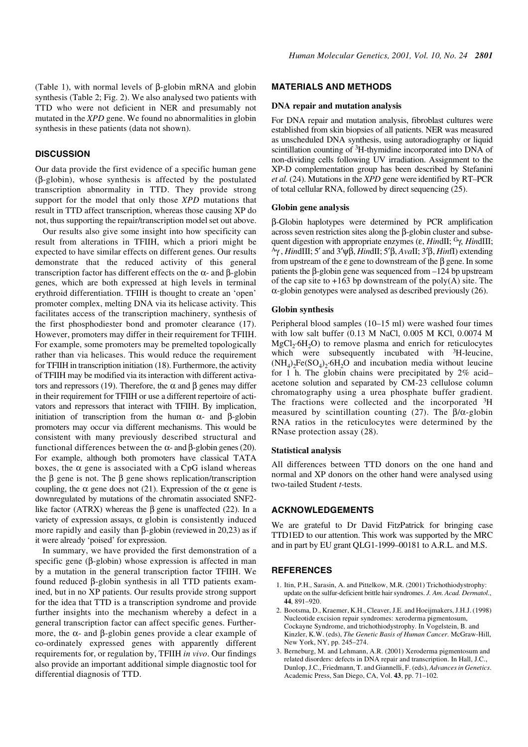(Table 1), with normal levels of β-globin mRNA and globin synthesis (Table 2; Fig. 2). We also analysed two patients with TTD who were not deficient in NER and presumably not mutated in the *XPD* gene. We found no abnormalities in globin synthesis in these patients (data not shown).

## DISCUSSION

Our data provide the first evidence of a specific human gene (β-globin), whose synthesis is affected by the postulated transcription abnormality in TTD. They provide strong support for the model that only those *XPD* mutations that result in TTD affect transcription, whereas those causing XP do not, thus supporting the repair/transcription model set out above.

Our results also give some insight into how specificity can result from alterations in TFIIH, which a priori might be expected to have similar effects on different genes. Our results demonstrate that the reduced activity of this general transcription factor has different effects on the α- and β-globin genes, which are both expressed at high levels in terminal erythroid differentiation. TFIIH is thought to create an 'open' promoter complex, melting DNA via its helicase activity. This facilitates access of the transcription machinery, synthesis of the first phosphodiester bond and promoter clearance (17). However, promoters may differ in their requirement for TFIIH. For example, some promoters may be premelted topologically rather than via helicases. This would reduce the requirement for TFIIH in transcription initiation (18). Furthermore, the activity of TFIIH may be modified via its interaction with different activators and repressors (19). Therefore, the α and β genes may differ in their requirement for TFIIH or use a different repertoire of activators and repressors that interact with TFIIH. By implication, initiation of transcription from the human α- and β-globin promoters may occur via different mechanisms. This would be consistent with many previously described structural and functional differences between the α- and β-globin genes (20). For example, although both promoters have classical TATA boxes, the α gene is associated with a CpG island whereas the β gene is not. The β gene shows replication/transcription coupling, the α gene does not (21). Expression of the α gene is downregulated by mutations of the chromatin associated SNF2-like factor (ATRX) whereas the β gene is unaffected (22). In a variety of expression assays, α globin is consistently induced more rapidly and easily than β-globin (reviewed in 20,23) as if it were already 'poised' for expression.

In summary, we have provided the first demonstration of a specific gene (β-globin) whose expression is affected in man by a mutation in the general transcription factor TFIIH. We found reduced β-globin synthesis in all TTD patients examined, but in no XP patients. Our results provide strong support for the idea that TTD is a transcription syndrome and provide further insights into the mechanism whereby a defect in a general transcription factor can affect specific genes. Furthermore, the α- and β-globin genes provide a clear example of co-ordinately expressed genes with apparently different requirements for, or regulation by, TFIIH *in vivo*. Our findings also provide an important additional simple diagnostic tool for differential diagnosis of TTD.

## MATERIALS AND METHODS

### DNA repair and mutation analysis

For DNA repair and mutation analysis, fibroblast cultures were established from skin biopsies of all patients. NER was measured as unscheduled DNA synthesis, using autoradiography or liquid scintillation counting of $^3$H-thymidine incorporated into DNA of non-dividing cells following UV irradiation. Assignment to the XP-D complementation group has been described by Stefanini *et al.* (24). Mutations in the *XPD* gene were identified by RT–PCR of total cellular RNA, followed by direct sequencing (25).

### Globin gene analysis

β-Globin haplotypes were determined by PCR amplification across seven restriction sites along the β-globin cluster and subsequent digestion with appropriate enzymes (ε, *Hin*dII; $^G$γ, *Hin*dIII; $^A$γ, *Hin*dIII; 5′ and 3′ψβ, *Hin*dII; 5′β, *Ava*II; 3′β, *Hin*fI) extending from upstream of the ε gene to downstream of the β gene. In some patients the β-globin gene was sequenced from –124 bp upstream of the cap site to +163 bp downstream of the poly(A) site. The α-globin genotypes were analysed as described previously (26).

### Globin synthesis

Peripheral blood samples (10–15 ml) were washed four times with low salt buffer (0.13 M NaCl, 0.005 M KCl, 0.0074 M $MgCl_2{\cdot}6H_2O$) to remove plasma and enrich for reticulocytes which were subsequently incubated with $^3$H-leucine, $(NH_4)_2Fe(SO_4)_2{\cdot}6H_2O$ and incubation media without leucine for 1 h. The globin chains were precipitated by 2% acid–acetone solution and separated by CM-23 cellulose column chromatography using a urea phosphate buffer gradient. The fractions were collected and the incorporated $^3$H measured by scintillation counting (27). The β/α-globin RNA ratios in the reticulocytes were determined by the RNase protection assay (28).

### Statistical analysis

All differences between TTD donors on the one hand and normal and XP donors on the other hand were analysed using two-tailed Student *t*-tests.

## ACKNOWLEDGEMENTS

We are grateful to Dr David FitzPatrick for bringing case TTD1ED to our attention. This work was supported by the MRC and in part by EU grant QLG1-1999–00181 to A.R.L. and M.S.

## REFERENCES

1. Itin, P.H., Sarasin, A. and Pittelkow, M.R. (2001) Trichothiodystrophy: update on the sulfur-deficient brittle hair syndromes. *J. Am. Acad. Dermatol.*, **44**, 891–920.
2. Bootsma, D., Kraemer, K.H., Cleaver, J.E. and Hoeijmakers, J.H.J. (1998) Nucleotide excision repair syndromes: xeroderma pigmentosum, Cockayne Syndrome, and trichothiodystrophy. In Vogelstein, B. and Kinzler, K.W. (eds), *The Genetic Basis of Human Cancer.* McGraw-Hill, New York, NY, pp. 245–274.
3. Berneburg, M. and Lehmann, A.R. (2001) Xeroderma pigmentosum and related disorders: defects in DNA repair and transcription. In Hall, J.C., Dunlop, J.C., Friedmann, T. and Giannelli, F. (eds), *Advances in Genetics*. Academic Press, San Diego, CA, Vol. **43**, pp. 71–102.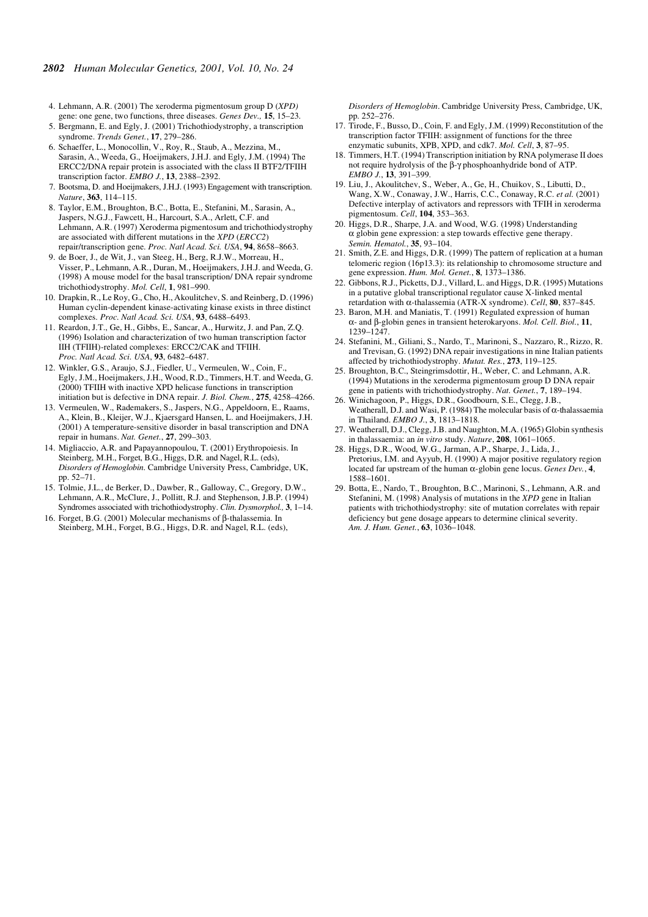4. Lehmann, A.R. (2001) The xeroderma pigmentosum group D (*XPD)* gene: one gene, two functions, three diseases. *Genes Dev.,* **15**, 15–23.
5. Bergmann, E. and Egly, J. (2001) Trichothiodystrophy, a transcription syndrome. *Trends Genet.*, **17**, 279–286.
6. Schaeffer, L., Monocollin, V., Roy, R., Staub, A., Mezzina, M., Sarasin, A., Weeda, G., Hoeijmakers, J.H.J. and Egly, J.M. (1994) The ERCC2/DNA repair protein is associated with the class II BTF2/TFIIH transcription factor. *EMBO J.*, **13**, 2388–2392.
7. Bootsma, D. and Hoeijmakers, J.H.J. (1993) Engagement with transcription. *Nature*, **363**, 114–115.
8. Taylor, E.M., Broughton, B.C., Botta, E., Stefanini, M., Sarasin, A., Jaspers, N.G.J., Fawcett, H., Harcourt, S.A., Arlett, C.F. and Lehmann, A.R. (1997) Xeroderma pigmentosum and trichothiodystrophy are associated with different mutations in the *XPD* (*ERCC2*) repair/transcription gene. *Proc. Natl Acad. Sci. USA*, **94**, 8658–8663.
9. de Boer, J., de Wit, J., van Steeg, H., Berg, R.J.W., Morreau, H., Visser, P., Lehmann, A.R., Duran, M., Hoeijmakers, J.H.J. and Weeda, G. (1998) A mouse model for the basal transcription/ DNA repair syndrome trichothiodystrophy. *Mol. Cell*, **1**, 981–990.
10. Drapkin, R., Le Roy, G., Cho, H., Akoulitchev, S. and Reinberg, D. (1996) Human cyclin-dependent kinase-activating kinase exists in three distinct complexes. *Proc. Natl Acad. Sci. USA*, **93**, 6488–6493.
11. Reardon, J.T., Ge, H., Gibbs, E., Sancar, A., Hurwitz, J. and Pan, Z.Q. (1996) Isolation and characterization of two human transcription factor IIH (TFIIH)-related complexes: ERCC2/CAK and TFIIH. *Proc. Natl Acad. Sci. USA*, **93**, 6482–6487.
12. Winkler, G.S., Araujo, S.J., Fiedler, U., Vermeulen, W., Coin, F., Egly, J.M., Hoeijmakers, J.H., Wood, R.D., Timmers, H.T. and Weeda, G. (2000) TFIIH with inactive XPD helicase functions in transcription initiation but is defective in DNA repair. *J. Biol. Chem.*, **275**, 4258–4266.
13. Vermeulen, W., Rademakers, S., Jaspers, N.G., Appeldoorn, E., Raams, A., Klein, B., Kleijer, W.J., Kjaersgard Hansen, L. and Hoeijmakers, J.H. (2001) A temperature-sensitive disorder in basal transcription and DNA repair in humans. *Nat. Genet.*, **27**, 299–303.
14. Migliaccio, A.R. and Papayannopoulou, T. (2001) Erythropoiesis. In Steinberg, M.H., Forget, B.G., Higgs, D.R. and Nagel, R.L. (eds), *Disorders of Hemoglobin*. Cambridge University Press, Cambridge, UK, pp. 52–71.
15. Tolmie, J.L., de Berker, D., Dawber, R., Galloway, C., Gregory, D.W., Lehmann, A.R., McClure, J., Pollitt, R.J. and Stephenson, J.B.P. (1994) Syndromes associated with trichothiodystrophy. *Clin. Dysmorphol.*, **3**, 1–14.
16. Forget, B.G. (2001) Molecular mechanisms of β-thalassemia. In Steinberg, M.H., Forget, B.G., Higgs, D.R. and Nagel, R.L. (eds), *Disorders of Hemoglobin*. Cambridge University Press, Cambridge, UK, pp. 252–276.
17. Tirode, F., Busso, D., Coin, F. and Egly, J.M. (1999) Reconstitution of the transcription factor TFIIH: assignment of functions for the three enzymatic subunits, XPB, XPD, and cdk7. *Mol. Cell*, **3**, 87–95.
18. Timmers, H.T. (1994) Transcription initiation by RNA polymerase II does not require hydrolysis of the β-γ phosphoanhydride bond of ATP. *EMBO J.*, **13**, 391–399.
19. Liu, J., Akoulitchev, S., Weber, A., Ge, H., Chuikov, S., Libutti, D., Wang, X.W., Conaway, J.W., Harris, C.C., Conaway, R.C. *et al.* (2001) Defective interplay of activators and repressors with TFIH in xeroderma pigmentosum. *Cell*, **104**, 353–363.
20. Higgs, D.R., Sharpe, J.A. and Wood, W.G. (1998) Understanding α globin gene expression: a step towards effective gene therapy. *Semin. Hematol.*, **35**, 93–104.
21. Smith, Z.E. and Higgs, D.R. (1999) The pattern of replication at a human telomeric region (16p13.3): its relationship to chromosome structure and gene expression. *Hum. Mol. Genet.*, **8**, 1373–1386.
22. Gibbons, R.J., Picketts, D.J., Villard, L. and Higgs, D.R. (1995) Mutations in a putative global transcriptional regulator cause X-linked mental retardation with α-thalassemia (ATR-X syndrome). *Cell*, **80**, 837–845.
23. Baron, M.H. and Maniatis, T. (1991) Regulated expression of human α- and β-globin genes in transient heterokaryons. *Mol. Cell. Biol.*, **11**, 1239–1247.
24. Stefanini, M., Giliani, S., Nardo, T., Marinoni, S., Nazzaro, R., Rizzo, R. and Trevisan, G. (1992) DNA repair investigations in nine Italian patients affected by trichothiodystrophy. *Mutat. Res.*, **273**, 119–125.
25. Broughton, B.C., Steingrimsdottir, H., Weber, C. and Lehmann, A.R. (1994) Mutations in the xeroderma pigmentosum group D DNA repair gene in patients with trichothiodystrophy. *Nat. Genet.*, **7**, 189–194.
26. Winichagoon, P., Higgs, D.R., Goodbourn, S.E., Clegg, J.B., Weatherall, D.J. and Wasi, P. (1984) The molecular basis of α-thalassaemia in Thailand. *EMBO J.*, **3**, 1813–1818.
27. Weatherall, D.J., Clegg, J.B. and Naughton, M.A. (1965) Globin synthesis in thalassaemia: an *in vitro* study. *Nature*, **208**, 1061–1065.
28. Higgs, D.R., Wood, W.G., Jarman, A.P., Sharpe, J., Lida, J., Pretorius, I.M. and Ayyub, H. (1990) A major positive regulatory region located far upstream of the human α-globin gene locus. *Genes Dev.*, **4**, 1588–1601.
29. Botta, E., Nardo, T., Broughton, B.C., Marinoni, S., Lehmann, A.R. and Stefanini, M. (1998) Analysis of mutations in the *XPD* gene in Italian patients with trichothiodystrophy: site of mutation correlates with repair deficiency but gene dosage appears to determine clinical severity. *Am. J. Hum. Genet.*, **63**, 1036–1048.